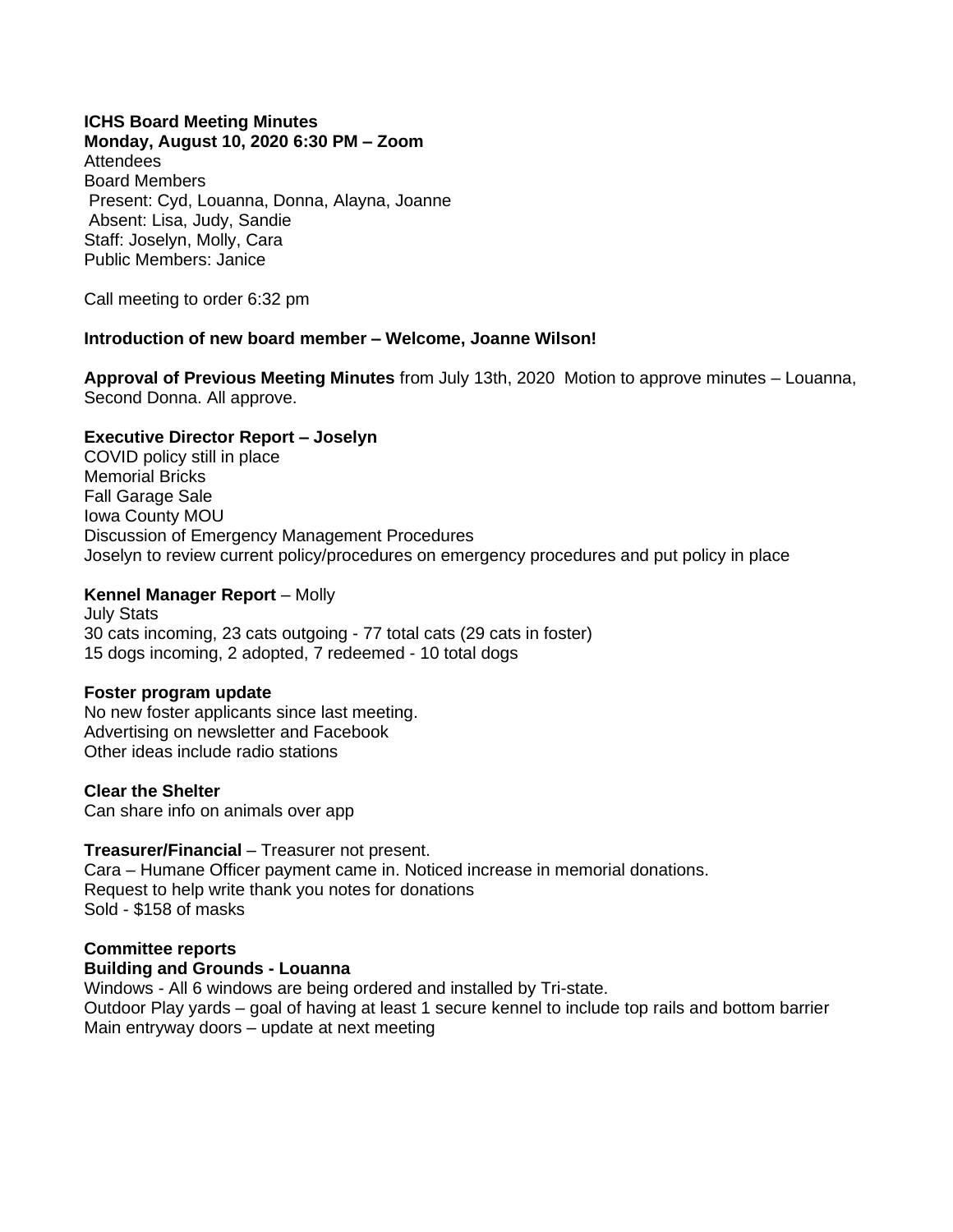**ICHS Board Meeting Minutes**
**Monday, August 10, 2020 6:30 PM – Zoom**
Attendees
Board Members
 Present: Cyd, Louanna, Donna, Alayna, Joanne
 Absent: Lisa, Judy, Sandie
Staff: Joselyn, Molly, Cara
Public Members: Janice

Call meeting to order 6:32 pm

**Introduction of new board member – Welcome, Joanne Wilson!**

**Approval of Previous Meeting Minutes** from July 13th, 2020 Motion to approve minutes – Louanna, Second Donna. All approve.

**Executive Director Report – Joselyn**
COVID policy still in place
Memorial Bricks
Fall Garage Sale
Iowa County MOU
Discussion of Emergency Management Procedures
Joselyn to review current policy/procedures on emergency procedures and put policy in place

**Kennel Manager Report** – Molly
July Stats
30 cats incoming, 23 cats outgoing - 77 total cats (29 cats in foster)
15 dogs incoming, 2 adopted, 7 redeemed - 10 total dogs

**Foster program update**
No new foster applicants since last meeting.
Advertising on newsletter and Facebook
Other ideas include radio stations

**Clear the Shelter**
Can share info on animals over app

**Treasurer/Financial** – Treasurer not present.
Cara – Humane Officer payment came in. Noticed increase in memorial donations.
Request to help write thank you notes for donations
Sold - $158 of masks

**Committee reports**
**Building and Grounds - Louanna**
Windows - All 6 windows are being ordered and installed by Tri-state.
Outdoor Play yards – goal of having at least 1 secure kennel to include top rails and bottom barrier
Main entryway doors – update at next meeting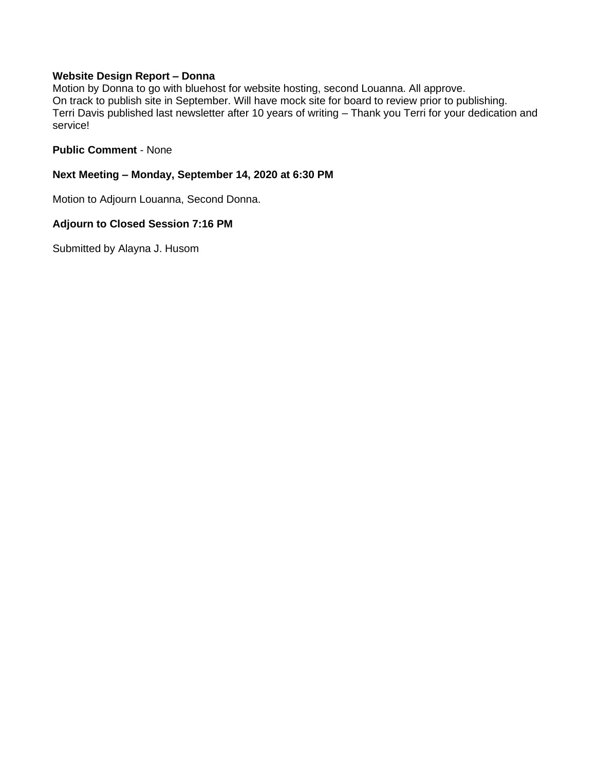**Website Design Report – Donna**
Motion by Donna to go with bluehost for website hosting, second Louanna. All approve.
On track to publish site in September. Will have mock site for board to review prior to publishing.
Terri Davis published last newsletter after 10 years of writing – Thank you Terri for your dedication and service!

**Public Comment** - None

**Next Meeting – Monday, September 14, 2020 at 6:30 PM**

Motion to Adjourn Louanna, Second Donna.

**Adjourn to Closed Session 7:16 PM**

Submitted by Alayna J. Husom